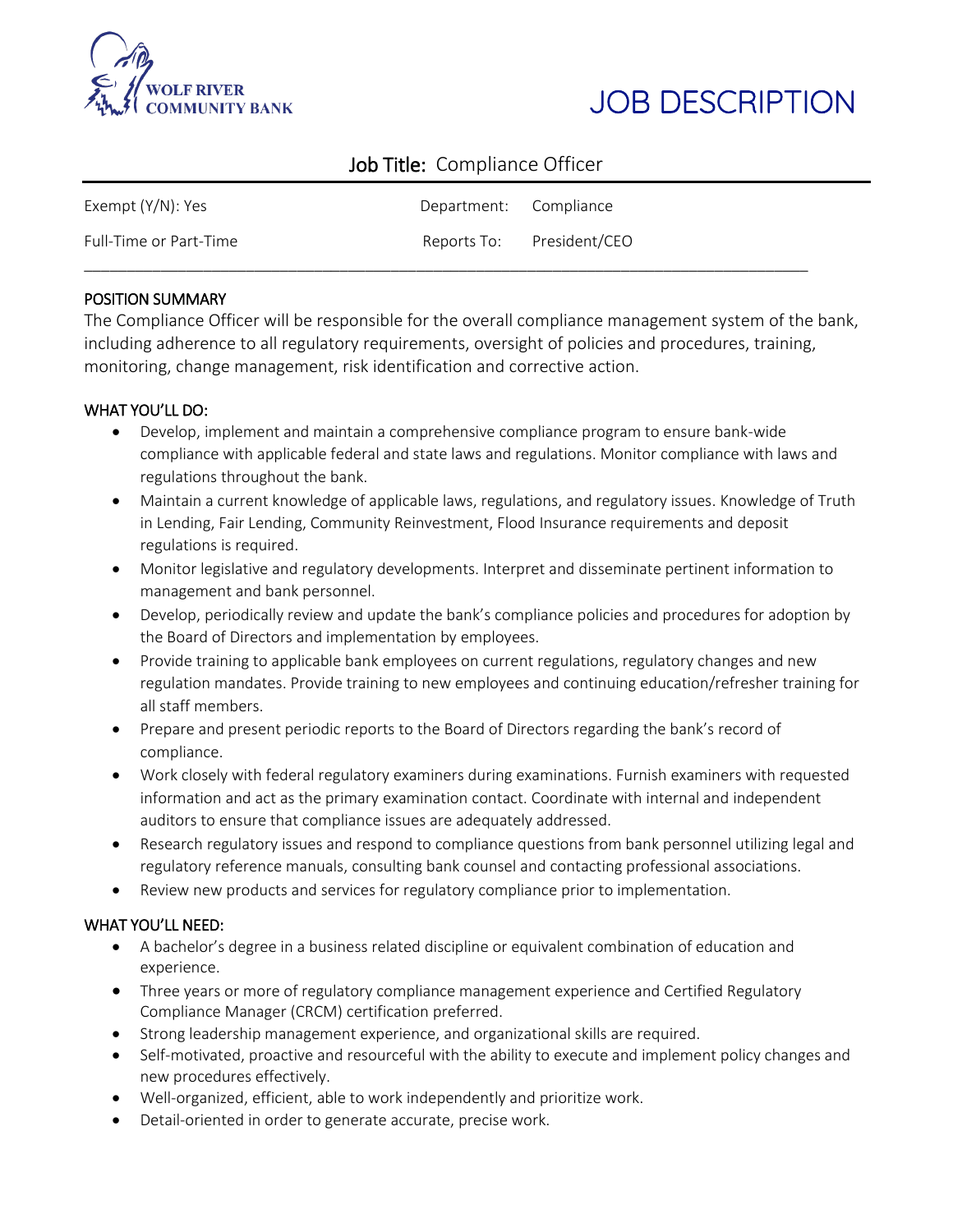WOLF RIVER COMMUNITY BANK

# JOB DESCRIPTION

## Job Title: Compliance Officer

| | |
|---|---|
| Exempt (Y/N): Yes | Department: Compliance |
| Full-Time or Part-Time | Reports To: President/CEO |

### POSITION SUMMARY

The Compliance Officer will be responsible for the overall compliance management system of the bank, including adherence to all regulatory requirements, oversight of policies and procedures, training, monitoring, change management, risk identification and corrective action.

### WHAT YOU'LL DO:

- Develop, implement and maintain a comprehensive compliance program to ensure bank-wide compliance with applicable federal and state laws and regulations. Monitor compliance with laws and regulations throughout the bank.
- Maintain a current knowledge of applicable laws, regulations, and regulatory issues. Knowledge of Truth in Lending, Fair Lending, Community Reinvestment, Flood Insurance requirements and deposit regulations is required.
- Monitor legislative and regulatory developments. Interpret and disseminate pertinent information to management and bank personnel.
- Develop, periodically review and update the bank's compliance policies and procedures for adoption by the Board of Directors and implementation by employees.
- Provide training to applicable bank employees on current regulations, regulatory changes and new regulation mandates. Provide training to new employees and continuing education/refresher training for all staff members.
- Prepare and present periodic reports to the Board of Directors regarding the bank's record of compliance.
- Work closely with federal regulatory examiners during examinations. Furnish examiners with requested information and act as the primary examination contact. Coordinate with internal and independent auditors to ensure that compliance issues are adequately addressed.
- Research regulatory issues and respond to compliance questions from bank personnel utilizing legal and regulatory reference manuals, consulting bank counsel and contacting professional associations.
- Review new products and services for regulatory compliance prior to implementation.

### WHAT YOU'LL NEED:

- A bachelor's degree in a business related discipline or equivalent combination of education and experience.
- Three years or more of regulatory compliance management experience and Certified Regulatory Compliance Manager (CRCM) certification preferred.
- Strong leadership management experience, and organizational skills are required.
- Self-motivated, proactive and resourceful with the ability to execute and implement policy changes and new procedures effectively.
- Well-organized, efficient, able to work independently and prioritize work.
- Detail-oriented in order to generate accurate, precise work.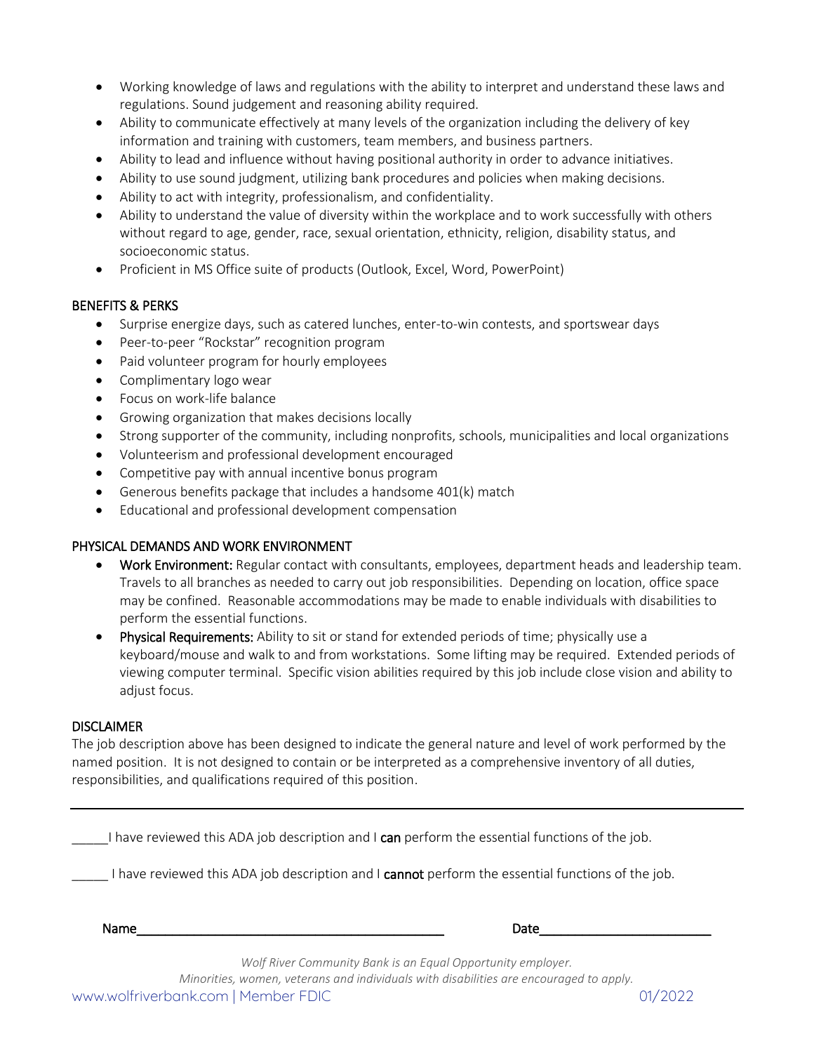- Working knowledge of laws and regulations with the ability to interpret and understand these laws and regulations. Sound judgement and reasoning ability required.
- Ability to communicate effectively at many levels of the organization including the delivery of key information and training with customers, team members, and business partners.
- Ability to lead and influence without having positional authority in order to advance initiatives.
- Ability to use sound judgment, utilizing bank procedures and policies when making decisions.
- Ability to act with integrity, professionalism, and confidentiality.
- Ability to understand the value of diversity within the workplace and to work successfully with others without regard to age, gender, race, sexual orientation, ethnicity, religion, disability status, and socioeconomic status.
- Proficient in MS Office suite of products (Outlook, Excel, Word, PowerPoint)

## BENEFITS & PERKS

- Surprise energize days, such as catered lunches, enter-to-win contests, and sportswear days
- Peer-to-peer "Rockstar" recognition program
- Paid volunteer program for hourly employees
- Complimentary logo wear
- Focus on work-life balance
- Growing organization that makes decisions locally
- Strong supporter of the community, including nonprofits, schools, municipalities and local organizations
- Volunteerism and professional development encouraged
- Competitive pay with annual incentive bonus program
- Generous benefits package that includes a handsome 401(k) match
- Educational and professional development compensation

## PHYSICAL DEMANDS AND WORK ENVIRONMENT

- **Work Environment:** Regular contact with consultants, employees, department heads and leadership team. Travels to all branches as needed to carry out job responsibilities. Depending on location, office space may be confined. Reasonable accommodations may be made to enable individuals with disabilities to perform the essential functions.
- **Physical Requirements:** Ability to sit or stand for extended periods of time; physically use a keyboard/mouse and walk to and from workstations. Some lifting may be required. Extended periods of viewing computer terminal. Specific vision abilities required by this job include close vision and ability to adjust focus.

## DISCLAIMER

The job description above has been designed to indicate the general nature and level of work performed by the named position. It is not designed to contain or be interpreted as a comprehensive inventory of all duties, responsibilities, and qualifications required of this position.

---

_____I have reviewed this ADA job description and I **can** perform the essential functions of the job.

_____ I have reviewed this ADA job description and I **cannot** perform the essential functions of the job.

Name_____________________________________________ Date_________________________

*Wolf River Community Bank is an Equal Opportunity employer.*
*Minorities, women, veterans and individuals with disabilities are encouraged to apply.*

www.wolfriverbank.com | Member FDIC 01/2022